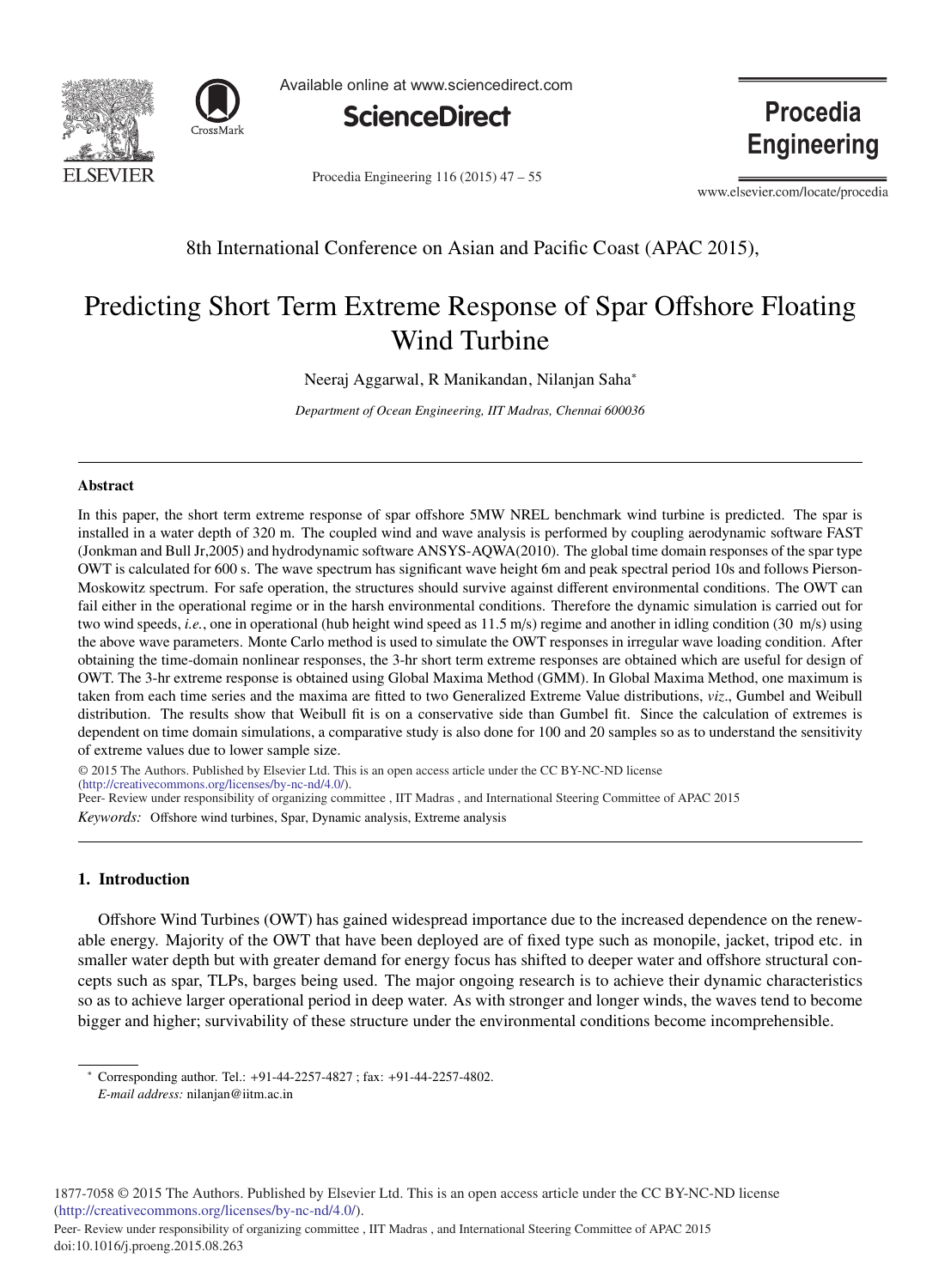8th International Conference on Asian and Pacific Coast (APAC 2015),

# Predicting Short Term Extreme Response of Spar Offshore Floating Wind Turbine

Neeraj Aggarwal, R Manikandan, Nilanjan Saha*

*Department of Ocean Engineering, IIT Madras, Chennai 600036*

## Abstract

In this paper, the short term extreme response of spar offshore 5MW NREL benchmark wind turbine is predicted. The spar is installed in a water depth of 320 m. The coupled wind and wave analysis is performed by coupling aerodynamic software FAST (Jonkman and Bull Jr,2005) and hydrodynamic software ANSYS-AQWA(2010). The global time domain responses of the spar type OWT is calculated for 600 s. The wave spectrum has significant wave height 6m and peak spectral period 10s and follows Pierson-Moskowitz spectrum. For safe operation, the structures should survive against different environmental conditions. The OWT can fail either in the operational regime or in the harsh environmental conditions. Therefore the dynamic simulation is carried out for two wind speeds, *i.e.*, one in operational (hub height wind speed as 11.5 m/s) regime and another in idling condition (30 m/s) using the above wave parameters. Monte Carlo method is used to simulate the OWT responses in irregular wave loading condition. After obtaining the time-domain nonlinear responses, the 3-hr short term extreme responses are obtained which are useful for design of OWT. The 3-hr extreme response is obtained using Global Maxima Method (GMM). In Global Maxima Method, one maximum is taken from each time series and the maxima are fitted to two Generalized Extreme Value distributions, *viz*., Gumbel and Weibull distribution. The results show that Weibull fit is on a conservative side than Gumbel fit. Since the calculation of extremes is dependent on time domain simulations, a comparative study is also done for 100 and 20 samples so as to understand the sensitivity of extreme values due to lower sample size.

© 2015 The Authors. Published by Elsevier Ltd. This is an open access article under the CC BY-NC-ND license (http://creativecommons.org/licenses/by-nc-nd/4.0/).
Peer- Review under responsibility of organizing committee , IIT Madras , and International Steering Committee of APAC 2015

*Keywords:* Offshore wind turbines, Spar, Dynamic analysis, Extreme analysis

## 1. Introduction

Offshore Wind Turbines (OWT) has gained widespread importance due to the increased dependence on the renewable energy. Majority of the OWT that have been deployed are of fixed type such as monopile, jacket, tripod etc. in smaller water depth but with greater demand for energy focus has shifted to deeper water and offshore structural concepts such as spar, TLPs, barges being used. The major ongoing research is to achieve their dynamic characteristics so as to achieve larger operational period in deep water. As with stronger and longer winds, the waves tend to become bigger and higher; survivability of these structure under the environmental conditions become incomprehensible.

* Corresponding author. Tel.: +91-44-2257-4827 ; fax: +91-44-2257-4802.
*E-mail address:* nilanjan@iitm.ac.in

1877-7058 © 2015 The Authors. Published by Elsevier Ltd. This is an open access article under the CC BY-NC-ND license (http://creativecommons.org/licenses/by-nc-nd/4.0/).
Peer- Review under responsibility of organizing committee , IIT Madras , and International Steering Committee of APAC 2015
doi:10.1016/j.proeng.2015.08.263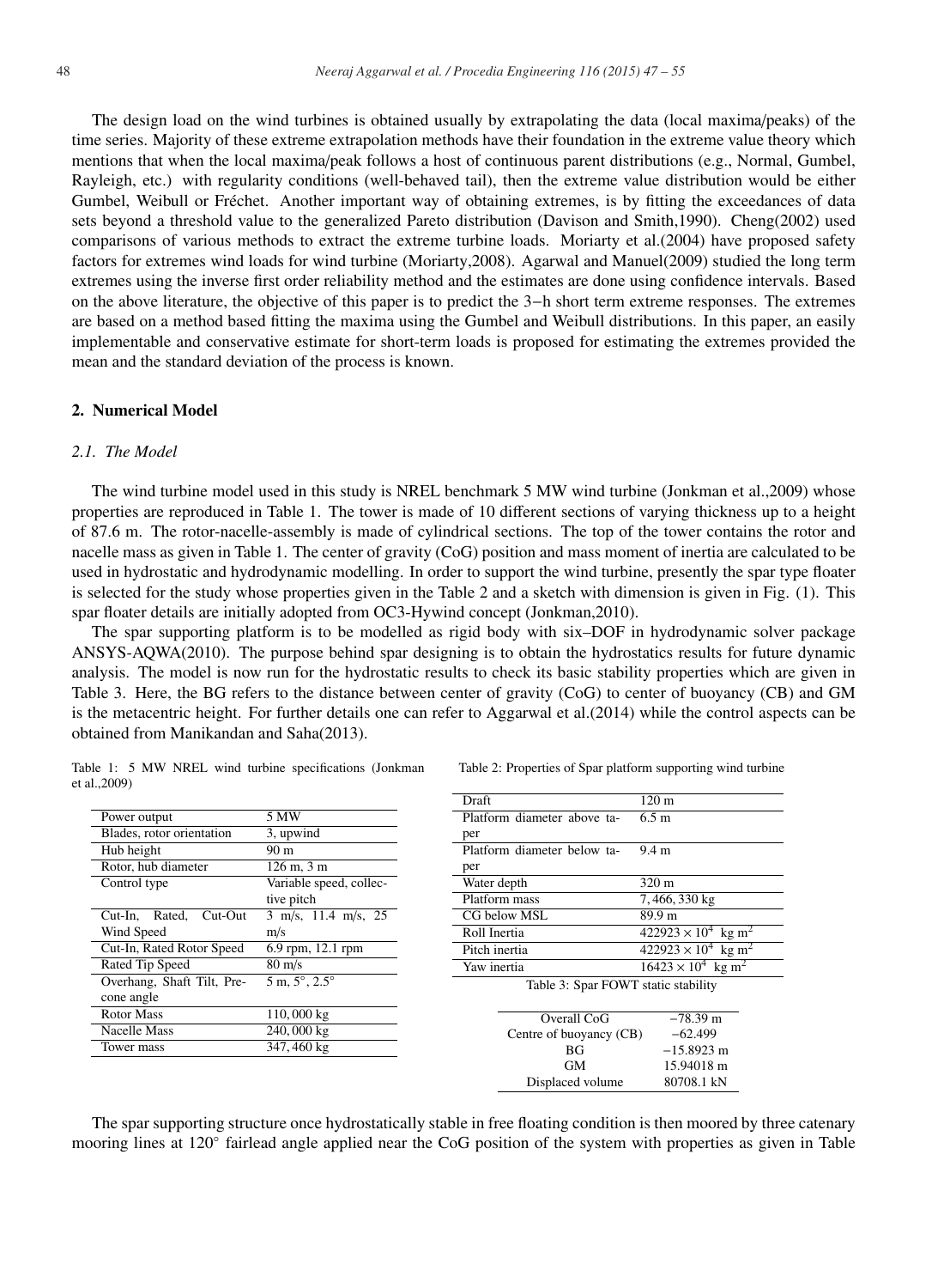The design load on the wind turbines is obtained usually by extrapolating the data (local maxima/peaks) of the time series. Majority of these extreme extrapolation methods have their foundation in the extreme value theory which mentions that when the local maxima/peak follows a host of continuous parent distributions (e.g., Normal, Gumbel, Rayleigh, etc.) with regularity conditions (well-behaved tail), then the extreme value distribution would be either Gumbel, Weibull or Fréchet. Another important way of obtaining extremes, is by fitting the exceedances of data sets beyond a threshold value to the generalized Pareto distribution (Davison and Smith,1990). Cheng(2002) used comparisons of various methods to extract the extreme turbine loads. Moriarty et al.(2004) have proposed safety factors for extremes wind loads for wind turbine (Moriarty,2008). Agarwal and Manuel(2009) studied the long term extremes using the inverse first order reliability method and the estimates are done using confidence intervals. Based on the above literature, the objective of this paper is to predict the 3−h short term extreme responses. The extremes are based on a method based fitting the maxima using the Gumbel and Weibull distributions. In this paper, an easily implementable and conservative estimate for short-term loads is proposed for estimating the extremes provided the mean and the standard deviation of the process is known.

## 2. Numerical Model

### 2.1. The Model

The wind turbine model used in this study is NREL benchmark 5 MW wind turbine (Jonkman et al.,2009) whose properties are reproduced in Table 1. The tower is made of 10 different sections of varying thickness up to a height of 87.6 m. The rotor-nacelle-assembly is made of cylindrical sections. The top of the tower contains the rotor and nacelle mass as given in Table 1. The center of gravity (CoG) position and mass moment of inertia are calculated to be used in hydrostatic and hydrodynamic modelling. In order to support the wind turbine, presently the spar type floater is selected for the study whose properties given in the Table 2 and a sketch with dimension is given in Fig. (1). This spar floater details are initially adopted from OC3-Hywind concept (Jonkman,2010).

The spar supporting platform is to be modelled as rigid body with six–DOF in hydrodynamic solver package ANSYS-AQWA(2010). The purpose behind spar designing is to obtain the hydrostatics results for future dynamic analysis. The model is now run for the hydrostatic results to check its basic stability properties which are given in Table 3. Here, the BG refers to the distance between center of gravity (CoG) to center of buoyancy (CB) and GM is the metacentric height. For further details one can refer to Aggarwal et al.(2014) while the control aspects can be obtained from Manikandan and Saha(2013).

Table 1: 5 MW NREL wind turbine specifications (Jonkman et al.,2009)

| | |
|---|---|
| Power output | 5 MW |
| Blades, rotor orientation | 3, upwind |
| Hub height | 90 m |
| Rotor, hub diameter | 126 m, 3 m |
| Control type | Variable speed, collective pitch |
| Cut-In, Rated, Cut-Out Wind Speed | 3 m/s, 11.4 m/s, 25 m/s |
| Cut-In, Rated Rotor Speed | 6.9 rpm, 12.1 rpm |
| Rated Tip Speed | 80 m/s |
| Overhang, Shaft Tilt, Precone angle | 5 m, 5°, 2.5° |
| Rotor Mass | 110,000 kg |
| Nacelle Mass | 240,000 kg |
| Tower mass | 347,460 kg |

Table 2: Properties of Spar platform supporting wind turbine

| | |
|---|---|
| Draft | 120 m |
| Platform diameter above taper | 6.5 m |
| Platform diameter below taper | 9.4 m |
| Water depth | 320 m |
| Platform mass | 7,466,330 kg |
| CG below MSL | 89.9 m |
| Roll Inertia | $422923 \times 10^4$ kg m$^2$ |
| Pitch inertia | $422923 \times 10^4$ kg m$^2$ |
| Yaw inertia | $16423 \times 10^4$ kg m$^2$ |

Table 3: Spar FOWT static stability

| | |
|---|---|
| Overall CoG | −78.39 m |
| Centre of buoyancy (CB) | −62.499 |
| BG | −15.8923 m |
| GM | 15.94018 m |
| Displaced volume | 80708.1 kN |

The spar supporting structure once hydrostatically stable in free floating condition is then moored by three catenary mooring lines at 120° fairlead angle applied near the CoG position of the system with properties as given in Table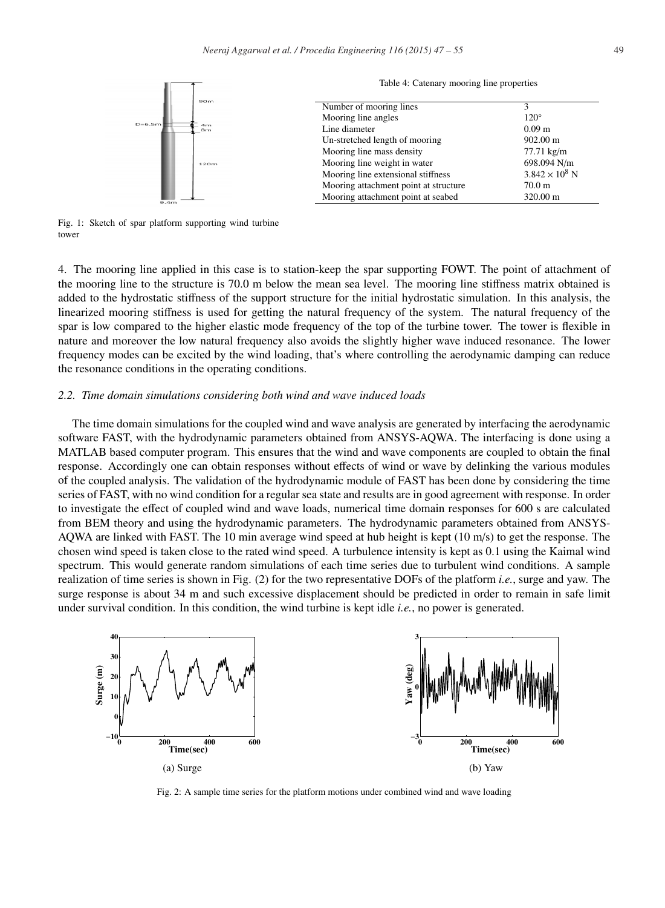Table 4: Catenary mooring line properties

| Property | Value |
|---|---|
| Number of mooring lines | 3 |
| Mooring line angles | 120° |
| Line diameter | 0.09 m |
| Un-stretched length of mooring | 902.00 m |
| Mooring line mass density | 77.71 kg/m |
| Mooring line weight in water | 698.094 N/m |
| Mooring line extensional stiffness | $3.842 \times 10^8$ N |
| Mooring attachment point at structure | 70.0 m |
| Mooring attachment point at seabed | 320.00 m |

Fig. 1: Sketch of spar platform supporting wind turbine tower

4. The mooring line applied in this case is to station-keep the spar supporting FOWT. The point of attachment of the mooring line to the structure is 70.0 m below the mean sea level. The mooring line stiffness matrix obtained is added to the hydrostatic stiffness of the support structure for the initial hydrostatic simulation. In this analysis, the linearized mooring stiffness is used for getting the natural frequency of the system. The natural frequency of the spar is low compared to the higher elastic mode frequency of the top of the turbine tower. The tower is flexible in nature and moreover the low natural frequency also avoids the slightly higher wave induced resonance. The lower frequency modes can be excited by the wind loading, that's where controlling the aerodynamic damping can reduce the resonance conditions in the operating conditions.

### 2.2. *Time domain simulations considering both wind and wave induced loads*

The time domain simulations for the coupled wind and wave analysis are generated by interfacing the aerodynamic software FAST, with the hydrodynamic parameters obtained from ANSYS-AQWA. The interfacing is done using a MATLAB based computer program. This ensures that the wind and wave components are coupled to obtain the final response. Accordingly one can obtain responses without effects of wind or wave by delinking the various modules of the coupled analysis. The validation of the hydrodynamic module of FAST has been done by considering the time series of FAST, with no wind condition for a regular sea state and results are in good agreement with response. In order to investigate the effect of coupled wind and wave loads, numerical time domain responses for 600 s are calculated from BEM theory and using the hydrodynamic parameters. The hydrodynamic parameters obtained from ANSYS-AQWA are linked with FAST. The 10 min average wind speed at hub height is kept (10 m/s) to get the response. The chosen wind speed is taken close to the rated wind speed. A turbulence intensity is kept as 0.1 using the Kaimal wind spectrum. This would generate random simulations of each time series due to turbulent wind conditions. A sample realization of time series is shown in Fig. (2) for the two representative DOFs of the platform *i.e.*, surge and yaw. The surge response is about 34 m and such excessive displacement should be predicted in order to remain in safe limit under survival condition. In this condition, the wind turbine is kept idle *i.e.*, no power is generated.

(a) Surge

(b) Yaw

Fig. 2: A sample time series for the platform motions under combined wind and wave loading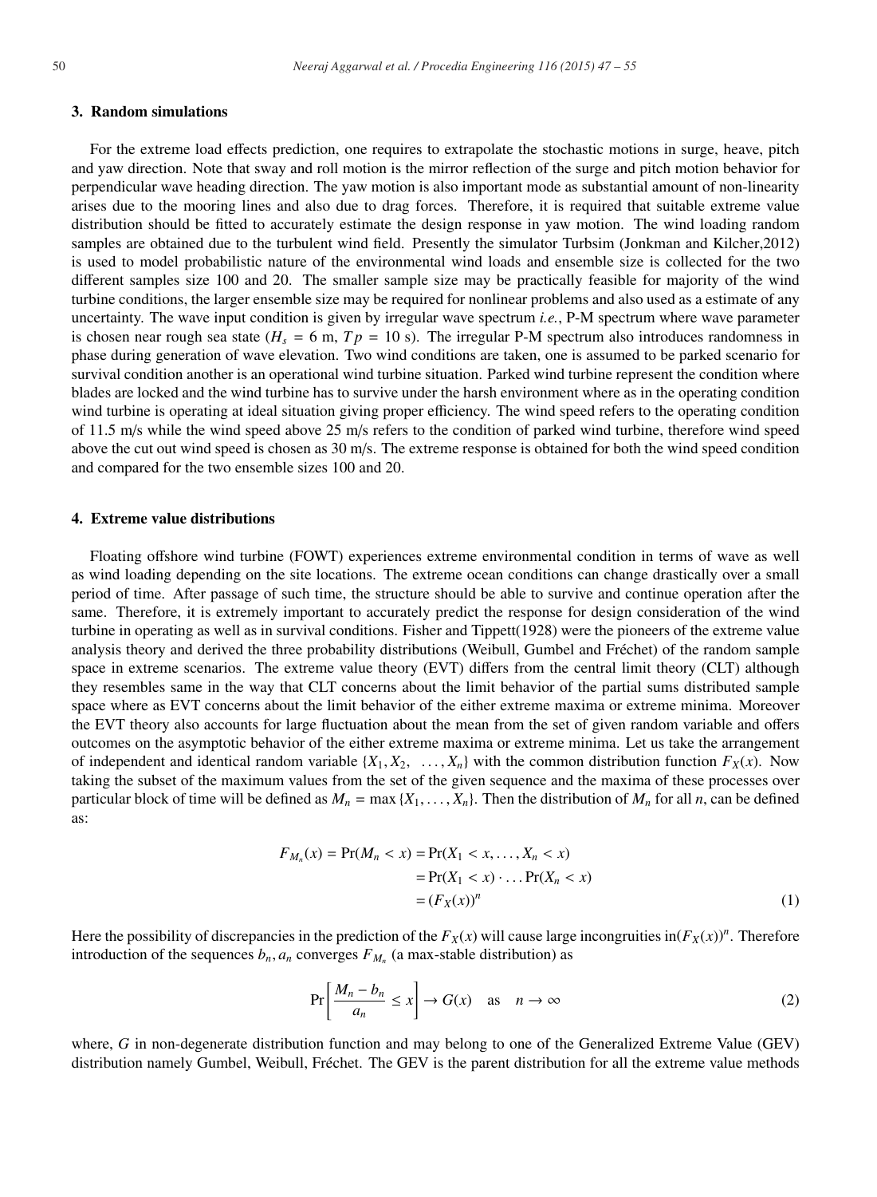## 3. Random simulations

For the extreme load effects prediction, one requires to extrapolate the stochastic motions in surge, heave, pitch and yaw direction. Note that sway and roll motion is the mirror reflection of the surge and pitch motion behavior for perpendicular wave heading direction. The yaw motion is also important mode as substantial amount of non-linearity arises due to the mooring lines and also due to drag forces. Therefore, it is required that suitable extreme value distribution should be fitted to accurately estimate the design response in yaw motion. The wind loading random samples are obtained due to the turbulent wind field. Presently the simulator Turbsim (Jonkman and Kilcher,2012) is used to model probabilistic nature of the environmental wind loads and ensemble size is collected for the two different samples size 100 and 20. The smaller sample size may be practically feasible for majority of the wind turbine conditions, the larger ensemble size may be required for nonlinear problems and also used as a estimate of any uncertainty. The wave input condition is given by irregular wave spectrum *i.e.*, P-M spectrum where wave parameter is chosen near rough sea state ($H_s$ = 6 m, $Tp$ = 10 s). The irregular P-M spectrum also introduces randomness in phase during generation of wave elevation. Two wind conditions are taken, one is assumed to be parked scenario for survival condition another is an operational wind turbine situation. Parked wind turbine represent the condition where blades are locked and the wind turbine has to survive under the harsh environment where as in the operating condition wind turbine is operating at ideal situation giving proper efficiency. The wind speed refers to the operating condition of 11.5 m/s while the wind speed above 25 m/s refers to the condition of parked wind turbine, therefore wind speed above the cut out wind speed is chosen as 30 m/s. The extreme response is obtained for both the wind speed condition and compared for the two ensemble sizes 100 and 20.

## 4. Extreme value distributions

Floating offshore wind turbine (FOWT) experiences extreme environmental condition in terms of wave as well as wind loading depending on the site locations. The extreme ocean conditions can change drastically over a small period of time. After passage of such time, the structure should be able to survive and continue operation after the same. Therefore, it is extremely important to accurately predict the response for design consideration of the wind turbine in operating as well as in survival conditions. Fisher and Tippett(1928) were the pioneers of the extreme value analysis theory and derived the three probability distributions (Weibull, Gumbel and Fréchet) of the random sample space in extreme scenarios. The extreme value theory (EVT) differs from the central limit theory (CLT) although they resembles same in the way that CLT concerns about the limit behavior of the partial sums distributed sample space where as EVT concerns about the limit behavior of the either extreme maxima or extreme minima. Moreover the EVT theory also accounts for large fluctuation about the mean from the set of given random variable and offers outcomes on the asymptotic behavior of the either extreme maxima or extreme minima. Let us take the arrangement of independent and identical random variable $\{X_1, X_2, \ldots, X_n\}$ with the common distribution function $F_X(x)$. Now taking the subset of the maximum values from the set of the given sequence and the maxima of these processes over particular block of time will be defined as $M_n = \max\{X_1, \ldots, X_n\}$. Then the distribution of $M_n$ for all $n$, can be defined as:

$$
\begin{aligned}
F_{M_n}(x) = \Pr(M_n < x) &= \Pr(X_1 < x, \ldots, X_n < x) \\
&= \Pr(X_1 < x) \cdot \ldots \Pr(X_n < x) \\
&= (F_X(x))^n
\end{aligned}
\tag{1}
$$

Here the possibility of discrepancies in the prediction of the $F_X(x)$ will cause large incongruities in$(F_X(x))^n$. Therefore introduction of the sequences $b_n, a_n$ converges $F_{M_n}$ (a max-stable distribution) as

$$
\Pr\left[\frac{M_n - b_n}{a_n} \leq x\right] \rightarrow G(x) \quad \text{as} \quad n \rightarrow \infty \tag{2}
$$

where, $G$ in non-degenerate distribution function and may belong to one of the Generalized Extreme Value (GEV) distribution namely Gumbel, Weibull, Fréchet. The GEV is the parent distribution for all the extreme value methods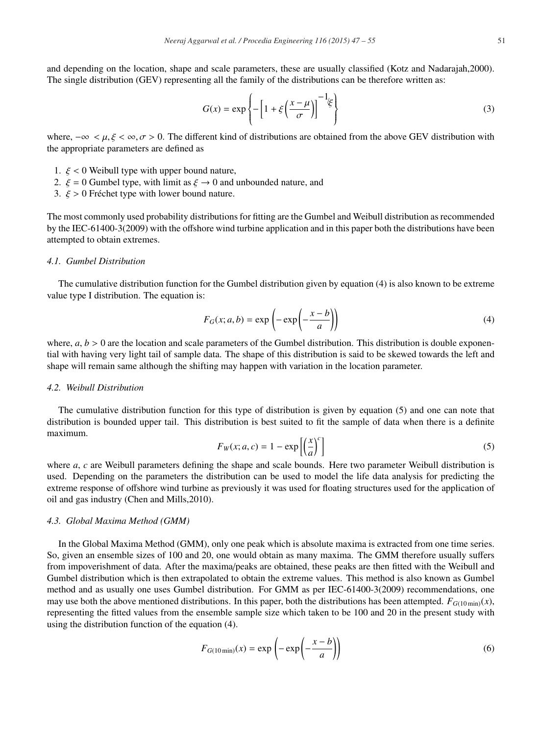and depending on the location, shape and scale parameters, these are usually classified (Kotz and Nadarajah,2000). The single distribution (GEV) representing all the family of the distributions can be therefore written as:

$$G(x) = \exp\left\{-\left[1 + \xi\left(\frac{x-\mu}{\sigma}\right)\right]^{-1/\xi}\right\} \tag{3}$$

where, $-\infty < \mu, \xi < \infty, \sigma > 0$. The different kind of distributions are obtained from the above GEV distribution with the appropriate parameters are defined as

1. $\xi < 0$ Weibull type with upper bound nature,
2. $\xi = 0$ Gumbel type, with limit as $\xi \to 0$ and unbounded nature, and
3. $\xi > 0$ Fréchet type with lower bound nature.

The most commonly used probability distributions for fitting are the Gumbel and Weibull distribution as recommended by the IEC-61400-3(2009) with the offshore wind turbine application and in this paper both the distributions have been attempted to obtain extremes.

### 4.1. Gumbel Distribution

The cumulative distribution function for the Gumbel distribution given by equation (4) is also known to be extreme value type I distribution. The equation is:

$$F_G(x; a, b) = \exp\left(-\exp\left(-\frac{x-b}{a}\right)\right) \tag{4}$$

where, $a, b > 0$ are the location and scale parameters of the Gumbel distribution. This distribution is double exponential with having very light tail of sample data. The shape of this distribution is said to be skewed towards the left and shape will remain same although the shifting may happen with variation in the location parameter.

### 4.2. Weibull Distribution

The cumulative distribution function for this type of distribution is given by equation (5) and one can note that distribution is bounded upper tail. This distribution is best suited to fit the sample of data when there is a definite maximum.

$$F_W(x; a, c) = 1 - \exp\left[\left(\frac{x}{a}\right)^c\right] \tag{5}$$

where $a$, $c$ are Weibull parameters defining the shape and scale bounds. Here two parameter Weibull distribution is used. Depending on the parameters the distribution can be used to model the life data analysis for predicting the extreme response of offshore wind turbine as previously it was used for floating structures used for the application of oil and gas industry (Chen and Mills,2010).

### 4.3. Global Maxima Method (GMM)

In the Global Maxima Method (GMM), only one peak which is absolute maxima is extracted from one time series. So, given an ensemble sizes of 100 and 20, one would obtain as many maxima. The GMM therefore usually suffers from impoverishment of data. After the maxima/peaks are obtained, these peaks are then fitted with the Weibull and Gumbel distribution which is then extrapolated to obtain the extreme values. This method is also known as Gumbel method and as usually one uses Gumbel distribution. For GMM as per IEC-61400-3(2009) recommendations, one may use both the above mentioned distributions. In this paper, both the distributions has been attempted. $F_{G(10\,\text{min})}(x)$, representing the fitted values from the ensemble sample size which taken to be 100 and 20 in the present study with using the distribution function of the equation (4).

$$F_{G(10\,\text{min})}(x) = \exp\left(-\exp\left(-\frac{x-b}{a}\right)\right) \tag{6}$$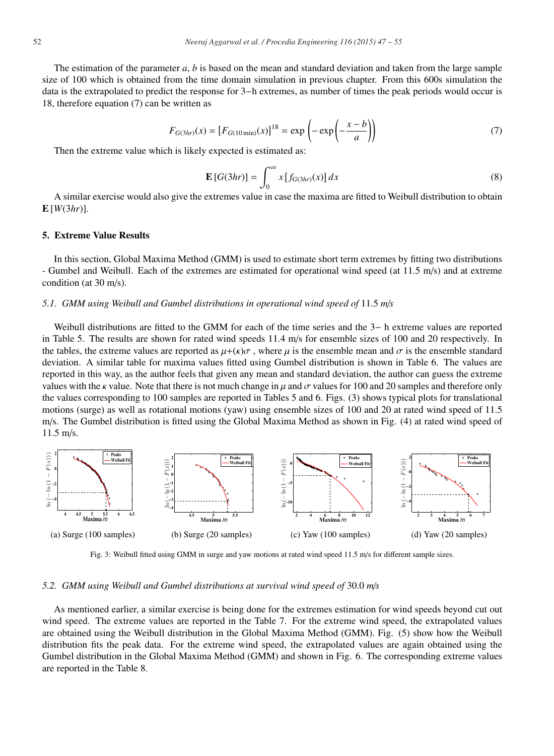The estimation of the parameter $a$, $b$ is based on the mean and standard deviation and taken from the large sample size of 100 which is obtained from the time domain simulation in previous chapter. From this 600s simulation the data is the extrapolated to predict the response for 3−h extremes, as number of times the peak periods would occur is 18, therefore equation (7) can be written as

$$F_{G(3hr)}(x) = \left[F_{G(10\,\text{min})}(x)\right]^{18} = \exp\left(-\exp\left(-\frac{x-b}{a}\right)\right) \tag{7}$$

Then the extreme value which is likely expected is estimated as:

$$\mathbf{E}\left[G(3hr)\right] = \int_0^\infty x\left[f_{G(3hr)}(x)\right]dx \tag{8}$$

A similar exercise would also give the extremes value in case the maxima are fitted to Weibull distribution to obtain $\mathbf{E}\left[W(3hr)\right]$.

## 5. Extreme Value Results

In this section, Global Maxima Method (GMM) is used to estimate short term extremes by fitting two distributions - Gumbel and Weibull. Each of the extremes are estimated for operational wind speed (at 11.5 m/s) and at extreme condition (at 30 m/s).

### *5.1. GMM using Weibull and Gumbel distributions in operational wind speed of* 11.5 *m/s*

Weibull distributions are fitted to the GMM for each of the time series and the 3− h extreme values are reported in Table 5. The results are shown for rated wind speeds 11.4 m/s for ensemble sizes of 100 and 20 respectively. In the tables, the extreme values are reported as $\mu+(\kappa)\sigma$ , where $\mu$ is the ensemble mean and $\sigma$ is the ensemble standard deviation. A similar table for maxima values fitted using Gumbel distribution is shown in Table 6. The values are reported in this way, as the author feels that given any mean and standard deviation, the author can guess the extreme values with the $\kappa$ value. Note that there is not much change in $\mu$ and $\sigma$ values for 100 and 20 samples and therefore only the values corresponding to 100 samples are reported in Tables 5 and 6. Figs. (3) shows typical plots for translational motions (surge) as well as rotational motions (yaw) using ensemble sizes of 100 and 20 at rated wind speed of 11.5 m/s. The Gumbel distribution is fitted using the Global Maxima Method as shown in Fig. (4) at rated wind speed of 11.5 m/s.

(a) Surge (100 samples) (b) Surge (20 samples) (c) Yaw (100 samples) (d) Yaw (20 samples)

Fig. 3: Weibull fitted using GMM in surge and yaw motions at rated wind speed 11.5 m/s for different sample sizes.

### *5.2. GMM using Weibull and Gumbel distributions at survival wind speed of* 30.0 *m/s*

As mentioned earlier, a similar exercise is being done for the extremes estimation for wind speeds beyond cut out wind speed. The extreme values are reported in the Table 7. For the extreme wind speed, the extrapolated values are obtained using the Weibull distribution in the Global Maxima Method (GMM). Fig. (5) show how the Weibull distribution fits the peak data. For the extreme wind speed, the extrapolated values are again obtained using the Gumbel distribution in the Global Maxima Method (GMM) and shown in Fig. 6. The corresponding extreme values are reported in the Table 8.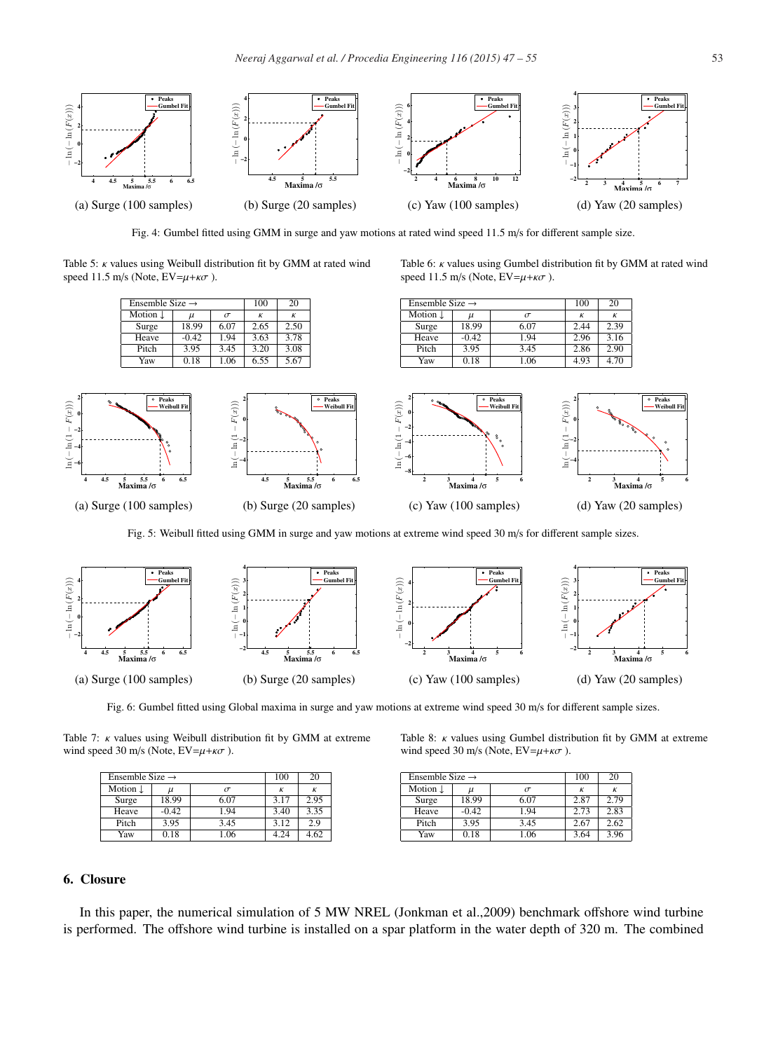(a) Surge (100 samples)

(b) Surge (20 samples)

(c) Yaw (100 samples)

(d) Yaw (20 samples)

Fig. 4: Gumbel fitted using GMM in surge and yaw motions at rated wind speed 11.5 m/s for different sample size.

Table 5: $\kappa$ values using Weibull distribution fit by GMM at rated wind speed 11.5 m/s (Note, EV=$\mu$+$\kappa\sigma$ ).

| Ensemble Size → | | | 100 | 20 |
|---|---|---|---|---|
| Motion ↓ | $\mu$ | $\sigma$ | $\kappa$ | $\kappa$ |
| Surge | 18.99 | 6.07 | 2.65 | 2.50 |
| Heave | -0.42 | 1.94 | 3.63 | 3.78 |
| Pitch | 3.95 | 3.45 | 3.20 | 3.08 |
| Yaw | 0.18 | 1.06 | 6.55 | 5.67 |

Table 6: $\kappa$ values using Gumbel distribution fit by GMM at rated wind speed 11.5 m/s (Note, EV=$\mu$+$\kappa\sigma$ ).

| Ensemble Size → | | | 100 | 20 |
|---|---|---|---|---|
| Motion ↓ | $\mu$ | $\sigma$ | $\kappa$ | $\kappa$ |
| Surge | 18.99 | 6.07 | 2.44 | 2.39 |
| Heave | -0.42 | 1.94 | 2.96 | 3.16 |
| Pitch | 3.95 | 3.45 | 2.86 | 2.90 |
| Yaw | 0.18 | 1.06 | 4.93 | 4.70 |

(a) Surge (100 samples)

(b) Surge (20 samples)

(c) Yaw (100 samples)

(d) Yaw (20 samples)

Fig. 5: Weibull fitted using GMM in surge and yaw motions at extreme wind speed 30 m/s for different sample sizes.

(a) Surge (100 samples)

(b) Surge (20 samples)

(c) Yaw (100 samples)

(d) Yaw (20 samples)

Fig. 6: Gumbel fitted using Global maxima in surge and yaw motions at extreme wind speed 30 m/s for different sample sizes.

Table 7: $\kappa$ values using Weibull distribution fit by GMM at extreme wind speed 30 m/s (Note, EV=$\mu$+$\kappa\sigma$ ).

| Ensemble Size → | | | 100 | 20 |
|---|---|---|---|---|
| Motion ↓ | $\mu$ | $\sigma$ | $\kappa$ | $\kappa$ |
| Surge | 18.99 | 6.07 | 3.17 | 2.95 |
| Heave | -0.42 | 1.94 | 3.40 | 3.35 |
| Pitch | 3.95 | 3.45 | 3.12 | 2.9 |
| Yaw | 0.18 | 1.06 | 4.24 | 4.62 |

Table 8: $\kappa$ values using Gumbel distribution fit by GMM at extreme wind speed 30 m/s (Note, EV=$\mu$+$\kappa\sigma$ ).

| Ensemble Size → | | | 100 | 20 |
|---|---|---|---|---|
| Motion ↓ | $\mu$ | $\sigma$ | $\kappa$ | $\kappa$ |
| Surge | 18.99 | 6.07 | 2.87 | 2.79 |
| Heave | -0.42 | 1.94 | 2.73 | 2.83 |
| Pitch | 3.95 | 3.45 | 2.67 | 2.62 |
| Yaw | 0.18 | 1.06 | 3.64 | 3.96 |

## 6. Closure

In this paper, the numerical simulation of 5 MW NREL (Jonkman et al.,2009) benchmark offshore wind turbine is performed. The offshore wind turbine is installed on a spar platform in the water depth of 320 m. The combined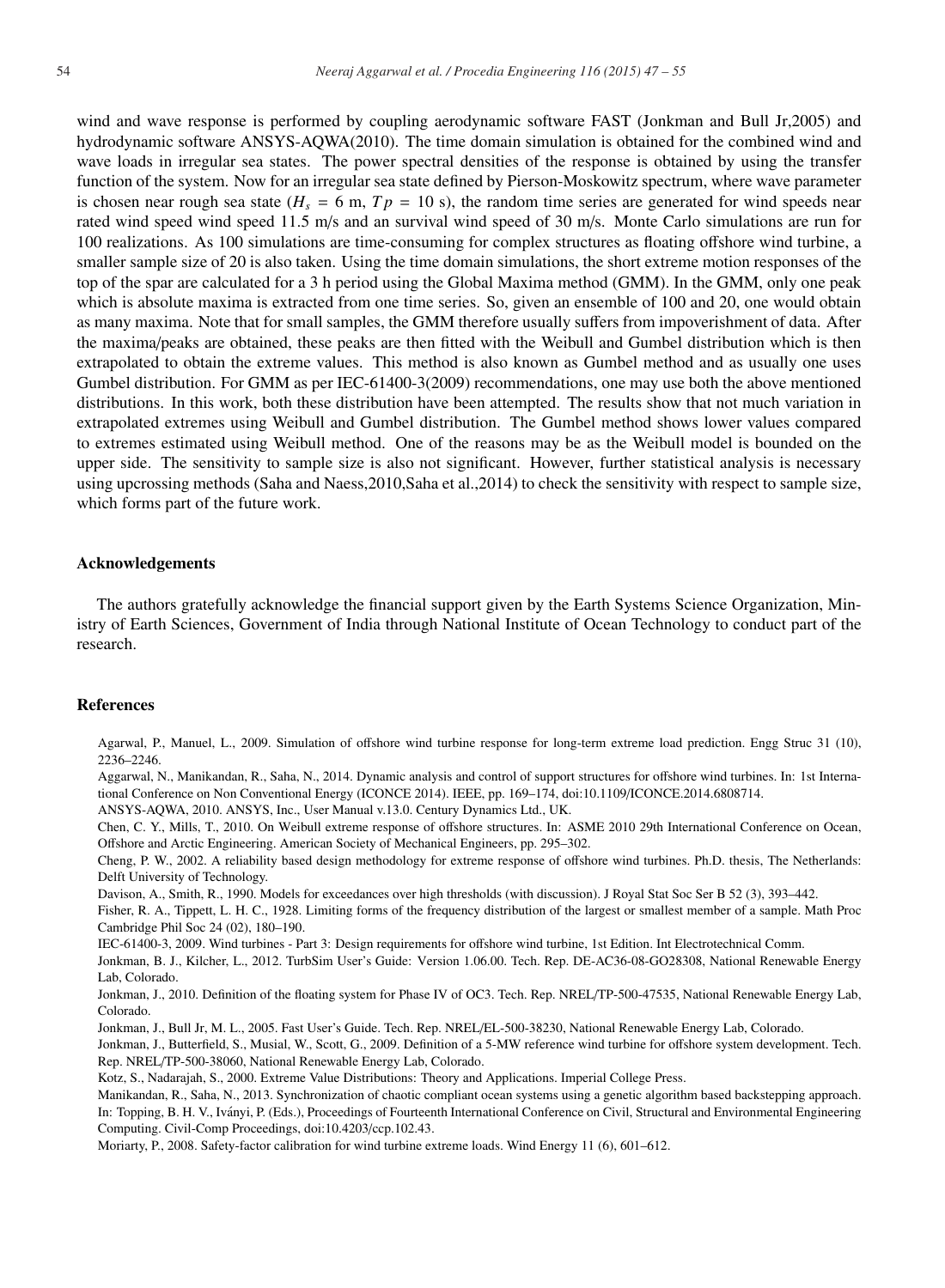wind and wave response is performed by coupling aerodynamic software FAST (Jonkman and Bull Jr,2005) and hydrodynamic software ANSYS-AQWA(2010). The time domain simulation is obtained for the combined wind and wave loads in irregular sea states. The power spectral densities of the response is obtained by using the transfer function of the system. Now for an irregular sea state defined by Pierson-Moskowitz spectrum, where wave parameter is chosen near rough sea state ($H_s$ = 6 m, $Tp$ = 10 s), the random time series are generated for wind speeds near rated wind speed wind speed 11.5 m/s and an survival wind speed of 30 m/s. Monte Carlo simulations are run for 100 realizations. As 100 simulations are time-consuming for complex structures as floating offshore wind turbine, a smaller sample size of 20 is also taken. Using the time domain simulations, the short extreme motion responses of the top of the spar are calculated for a 3 h period using the Global Maxima method (GMM). In the GMM, only one peak which is absolute maxima is extracted from one time series. So, given an ensemble of 100 and 20, one would obtain as many maxima. Note that for small samples, the GMM therefore usually suffers from impoverishment of data. After the maxima/peaks are obtained, these peaks are then fitted with the Weibull and Gumbel distribution which is then extrapolated to obtain the extreme values. This method is also known as Gumbel method and as usually one uses Gumbel distribution. For GMM as per IEC-61400-3(2009) recommendations, one may use both the above mentioned distributions. In this work, both these distribution have been attempted. The results show that not much variation in extrapolated extremes using Weibull and Gumbel distribution. The Gumbel method shows lower values compared to extremes estimated using Weibull method. One of the reasons may be as the Weibull model is bounded on the upper side. The sensitivity to sample size is also not significant. However, further statistical analysis is necessary using upcrossing methods (Saha and Naess,2010,Saha et al.,2014) to check the sensitivity with respect to sample size, which forms part of the future work.

## Acknowledgements

The authors gratefully acknowledge the financial support given by the Earth Systems Science Organization, Ministry of Earth Sciences, Government of India through National Institute of Ocean Technology to conduct part of the research.

## References

Agarwal, P., Manuel, L., 2009. Simulation of offshore wind turbine response for long-term extreme load prediction. Engg Struc 31 (10), 2236–2246.

Aggarwal, N., Manikandan, R., Saha, N., 2014. Dynamic analysis and control of support structures for offshore wind turbines. In: 1st International Conference on Non Conventional Energy (ICONCE 2014). IEEE, pp. 169–174, doi:10.1109/ICONCE.2014.6808714.

ANSYS-AQWA, 2010. ANSYS, Inc., User Manual v.13.0. Century Dynamics Ltd., UK.

Chen, C. Y., Mills, T., 2010. On Weibull extreme response of offshore structures. In: ASME 2010 29th International Conference on Ocean, Offshore and Arctic Engineering. American Society of Mechanical Engineers, pp. 295–302.

Cheng, P. W., 2002. A reliability based design methodology for extreme response of offshore wind turbines. Ph.D. thesis, The Netherlands: Delft University of Technology.

Davison, A., Smith, R., 1990. Models for exceedances over high thresholds (with discussion). J Royal Stat Soc Ser B 52 (3), 393–442.

Fisher, R. A., Tippett, L. H. C., 1928. Limiting forms of the frequency distribution of the largest or smallest member of a sample. Math Proc Cambridge Phil Soc 24 (02), 180–190.

IEC-61400-3, 2009. Wind turbines - Part 3: Design requirements for offshore wind turbine, 1st Edition. Int Electrotechnical Comm.

Jonkman, B. J., Kilcher, L., 2012. TurbSim User's Guide: Version 1.06.00. Tech. Rep. DE-AC36-08-GO28308, National Renewable Energy Lab, Colorado.

Jonkman, J., 2010. Definition of the floating system for Phase IV of OC3. Tech. Rep. NREL/TP-500-47535, National Renewable Energy Lab, Colorado.

Jonkman, J., Bull Jr, M. L., 2005. Fast User's Guide. Tech. Rep. NREL/EL-500-38230, National Renewable Energy Lab, Colorado.

Jonkman, J., Butterfield, S., Musial, W., Scott, G., 2009. Definition of a 5-MW reference wind turbine for offshore system development. Tech. Rep. NREL/TP-500-38060, National Renewable Energy Lab, Colorado.

Kotz, S., Nadarajah, S., 2000. Extreme Value Distributions: Theory and Applications. Imperial College Press.

Manikandan, R., Saha, N., 2013. Synchronization of chaotic compliant ocean systems using a genetic algorithm based backstepping approach. In: Topping, B. H. V., Iványi, P. (Eds.), Proceedings of Fourteenth International Conference on Civil, Structural and Environmental Engineering Computing. Civil-Comp Proceedings, doi:10.4203/ccp.102.43.

Moriarty, P., 2008. Safety-factor calibration for wind turbine extreme loads. Wind Energy 11 (6), 601–612.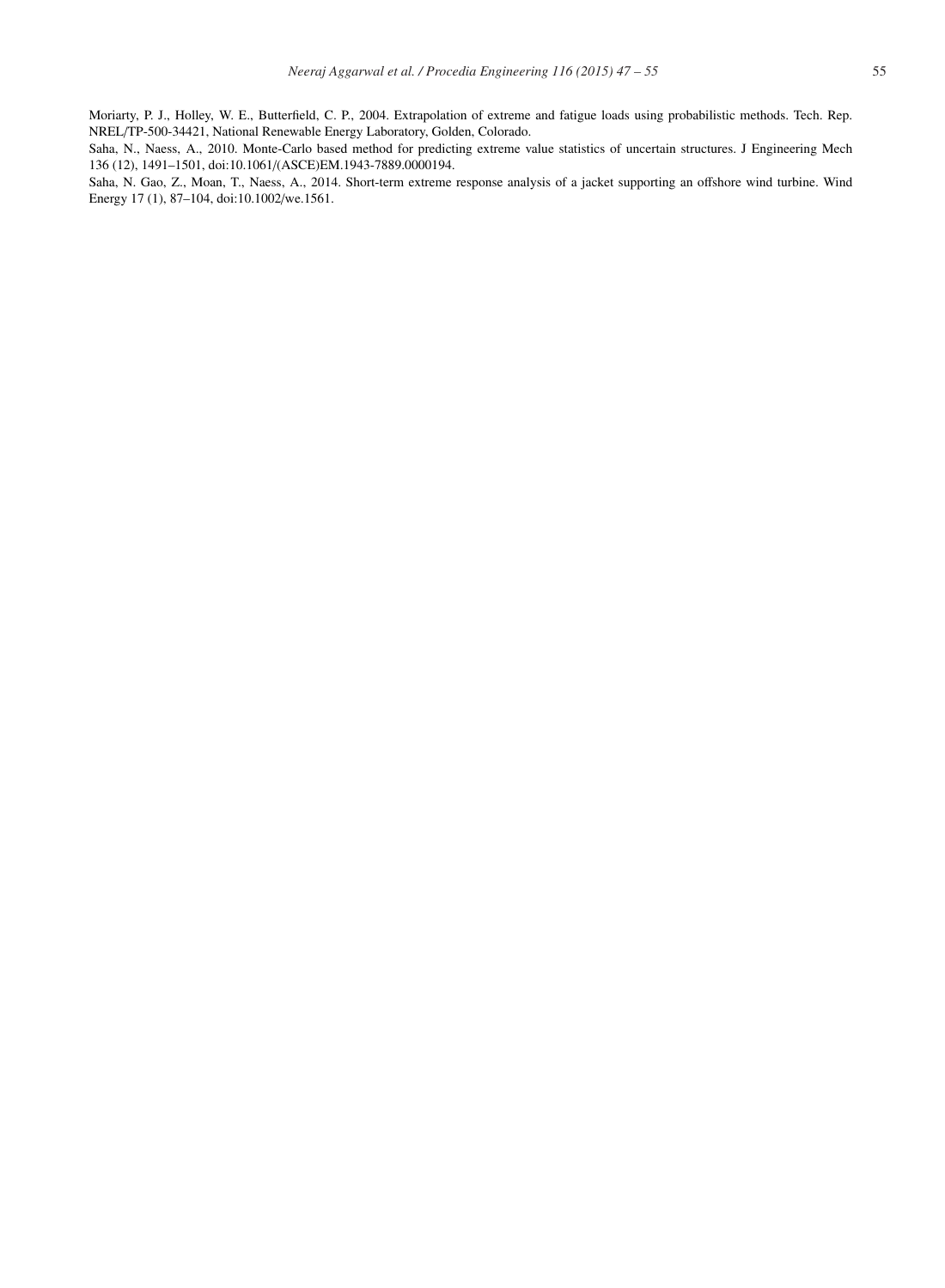Moriarty, P. J., Holley, W. E., Butterfield, C. P., 2004. Extrapolation of extreme and fatigue loads using probabilistic methods. Tech. Rep. NREL/TP-500-34421, National Renewable Energy Laboratory, Golden, Colorado.

Saha, N., Naess, A., 2010. Monte-Carlo based method for predicting extreme value statistics of uncertain structures. J Engineering Mech 136 (12), 1491–1501, doi:10.1061/(ASCE)EM.1943-7889.0000194.

Saha, N. Gao, Z., Moan, T., Naess, A., 2014. Short-term extreme response analysis of a jacket supporting an offshore wind turbine. Wind Energy 17 (1), 87–104, doi:10.1002/we.1561.